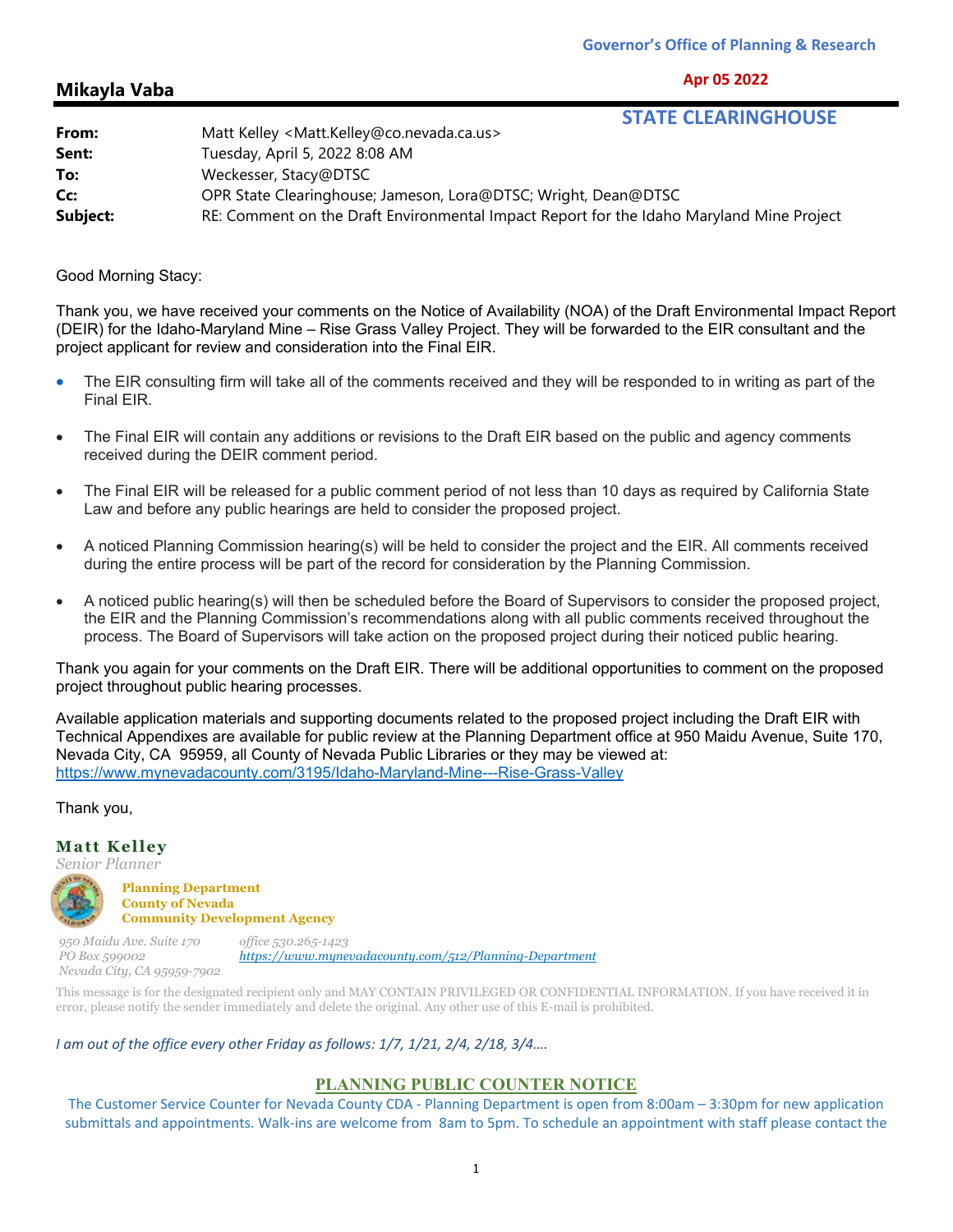Governor's Office of Planning & Research

Apr 05 2022

STATE CLEARINGHOUSE

## Mikayla Vaba

| | |
|---|---|
| **From:** | Matt Kelley <Matt.Kelley@co.nevada.ca.us> |
| **Sent:** | Tuesday, April 5, 2022 8:08 AM |
| **To:** | Weckesser, Stacy@DTSC |
| **Cc:** | OPR State Clearinghouse; Jameson, Lora@DTSC; Wright, Dean@DTSC |
| **Subject:** | RE: Comment on the Draft Environmental Impact Report for the Idaho Maryland Mine Project |

Good Morning Stacy:

Thank you, we have received your comments on the Notice of Availability (NOA) of the Draft Environmental Impact Report (DEIR) for the Idaho-Maryland Mine – Rise Grass Valley Project. They will be forwarded to the EIR consultant and the project applicant for review and consideration into the Final EIR.

- The EIR consulting firm will take all of the comments received and they will be responded to in writing as part of the Final EIR.
- The Final EIR will contain any additions or revisions to the Draft EIR based on the public and agency comments received during the DEIR comment period.
- The Final EIR will be released for a public comment period of not less than 10 days as required by California State Law and before any public hearings are held to consider the proposed project.
- A noticed Planning Commission hearing(s) will be held to consider the project and the EIR. All comments received during the entire process will be part of the record for consideration by the Planning Commission.
- A noticed public hearing(s) will then be scheduled before the Board of Supervisors to consider the proposed project, the EIR and the Planning Commission's recommendations along with all public comments received throughout the process. The Board of Supervisors will take action on the proposed project during their noticed public hearing.

Thank you again for your comments on the Draft EIR. There will be additional opportunities to comment on the proposed project throughout public hearing processes.

Available application materials and supporting documents related to the proposed project including the Draft EIR with Technical Appendixes are available for public review at the Planning Department office at 950 Maidu Avenue, Suite 170, Nevada City, CA 95959, all County of Nevada Public Libraries or they may be viewed at: https://www.mynevadacounty.com/3195/Idaho-Maryland-Mine---Rise-Grass-Valley

Thank you,

**Matt Kelley**
*Senior Planner*

**Planning Department**
**County of Nevada**
**Community Development Agency**

*950 Maidu Ave. Suite 170*
*PO Box 599002*
*Nevada City, CA 95959-7902*

*office 530.265-1423*
*https://www.mynevadacounty.com/512/Planning-Department*

This message is for the designated recipient only and MAY CONTAIN PRIVILEGED OR CONFIDENTIAL INFORMATION. If you have received it in error, please notify the sender immediately and delete the original. Any other use of this E-mail is prohibited.

*I am out of the office every other Friday as follows: 1/7, 1/21, 2/4, 2/18, 3/4….*

**PLANNING PUBLIC COUNTER NOTICE**

The Customer Service Counter for Nevada County CDA - Planning Department is open from 8:00am – 3:30pm for new application submittals and appointments. Walk-ins are welcome from 8am to 5pm. To schedule an appointment with staff please contact the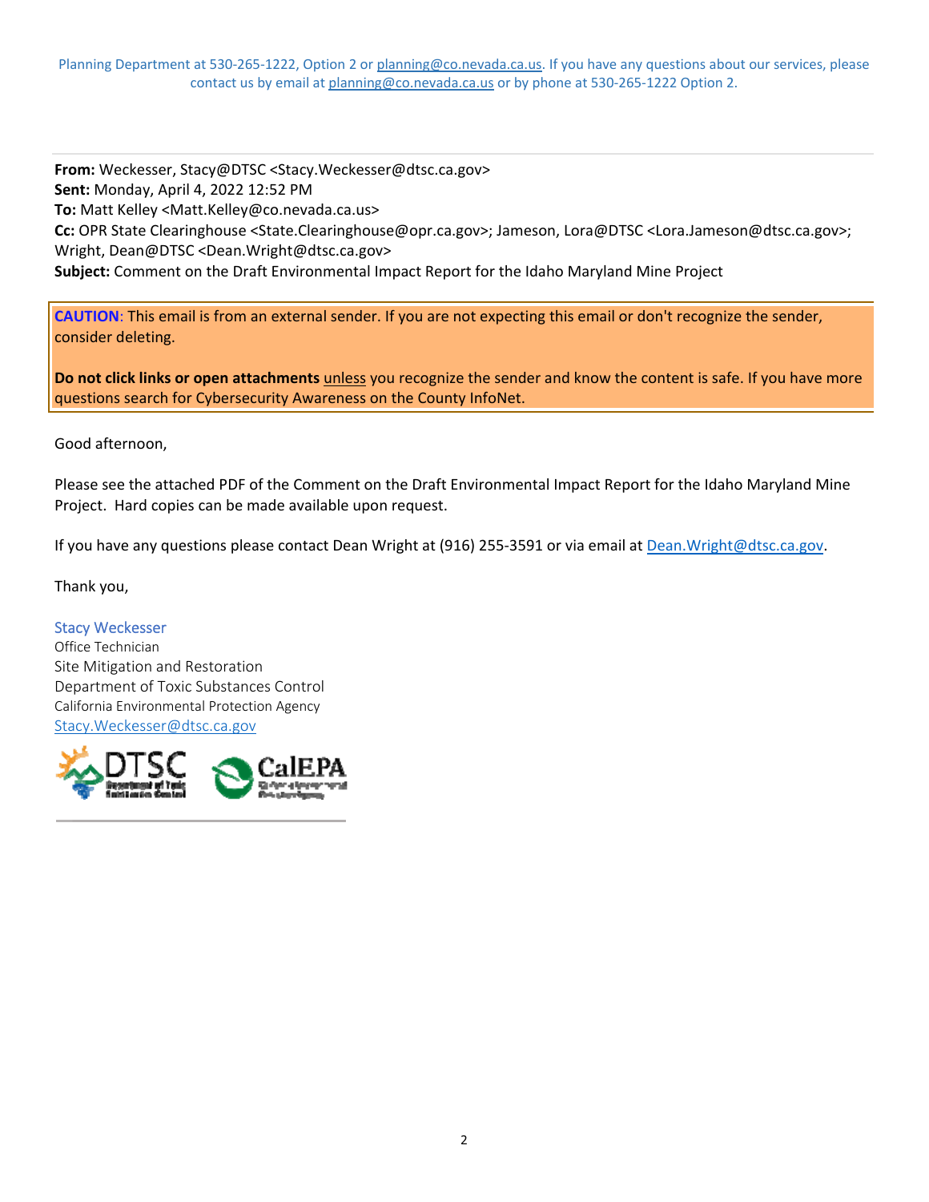Planning Department at 530-265-1222, Option 2 or planning@co.nevada.ca.us. If you have any questions about our services, please contact us by email at planning@co.nevada.ca.us or by phone at 530-265-1222 Option 2.

---

**From:** Weckesser, Stacy@DTSC <Stacy.Weckesser@dtsc.ca.gov>
**Sent:** Monday, April 4, 2022 12:52 PM
**To:** Matt Kelley <Matt.Kelley@co.nevada.ca.us>
**Cc:** OPR State Clearinghouse <State.Clearinghouse@opr.ca.gov>; Jameson, Lora@DTSC <Lora.Jameson@dtsc.ca.gov>; Wright, Dean@DTSC <Dean.Wright@dtsc.ca.gov>
**Subject:** Comment on the Draft Environmental Impact Report for the Idaho Maryland Mine Project

**CAUTION**: This email is from an external sender. If you are not expecting this email or don't recognize the sender, consider deleting.

**Do not click links or open attachments** unless you recognize the sender and know the content is safe. If you have more questions search for Cybersecurity Awareness on the County InfoNet.

Good afternoon,

Please see the attached PDF of the Comment on the Draft Environmental Impact Report for the Idaho Maryland Mine Project. Hard copies can be made available upon request.

If you have any questions please contact Dean Wright at (916) 255-3591 or via email at Dean.Wright@dtsc.ca.gov.

Thank you,

Stacy Weckesser
Office Technician
Site Mitigation and Restoration
Department of Toxic Substances Control
California Environmental Protection Agency
Stacy.Weckesser@dtsc.ca.gov